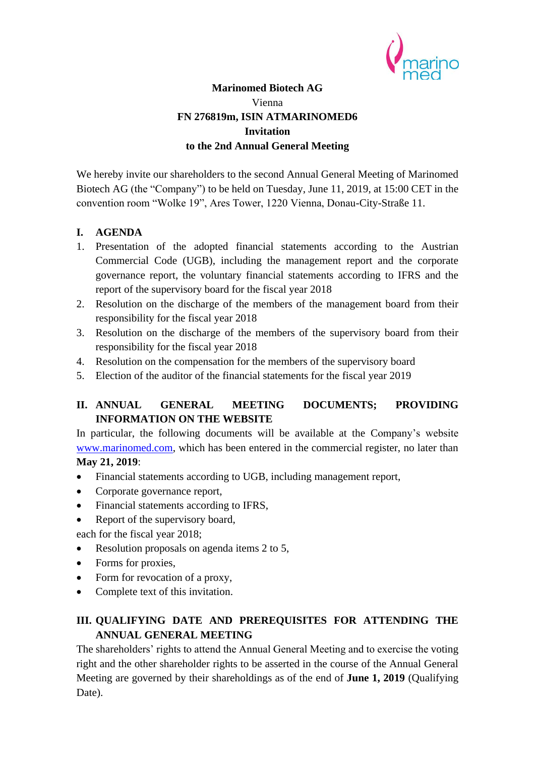**Marinomed Biotech AG**

Vienna

**FN 276819m, ISIN ATMARINOMED6**

**Invitation**

**to the 2nd Annual General Meeting**

We hereby invite our shareholders to the second Annual General Meeting of Marinomed Biotech AG (the "Company") to be held on Tuesday, June 11, 2019, at 15:00 CET in the convention room "Wolke 19", Ares Tower, 1220 Vienna, Donau-City-Straße 11.

## I. AGENDA

1. Presentation of the adopted financial statements according to the Austrian Commercial Code (UGB), including the management report and the corporate governance report, the voluntary financial statements according to IFRS and the report of the supervisory board for the fiscal year 2018
2. Resolution on the discharge of the members of the management board from their responsibility for the fiscal year 2018
3. Resolution on the discharge of the members of the supervisory board from their responsibility for the fiscal year 2018
4. Resolution on the compensation for the members of the supervisory board
5. Election of the auditor of the financial statements for the fiscal year 2019

## II. ANNUAL GENERAL MEETING DOCUMENTS; PROVIDING INFORMATION ON THE WEBSITE

In particular, the following documents will be available at the Company's website www.marinomed.com, which has been entered in the commercial register, no later than **May 21, 2019**:

- Financial statements according to UGB, including management report,
- Corporate governance report,
- Financial statements according to IFRS,
- Report of the supervisory board,

each for the fiscal year 2018;

- Resolution proposals on agenda items 2 to 5,
- Forms for proxies,
- Form for revocation of a proxy,
- Complete text of this invitation.

## III. QUALIFYING DATE AND PREREQUISITES FOR ATTENDING THE ANNUAL GENERAL MEETING

The shareholders' rights to attend the Annual General Meeting and to exercise the voting right and the other shareholder rights to be asserted in the course of the Annual General Meeting are governed by their shareholdings as of the end of **June 1, 2019** (Qualifying Date).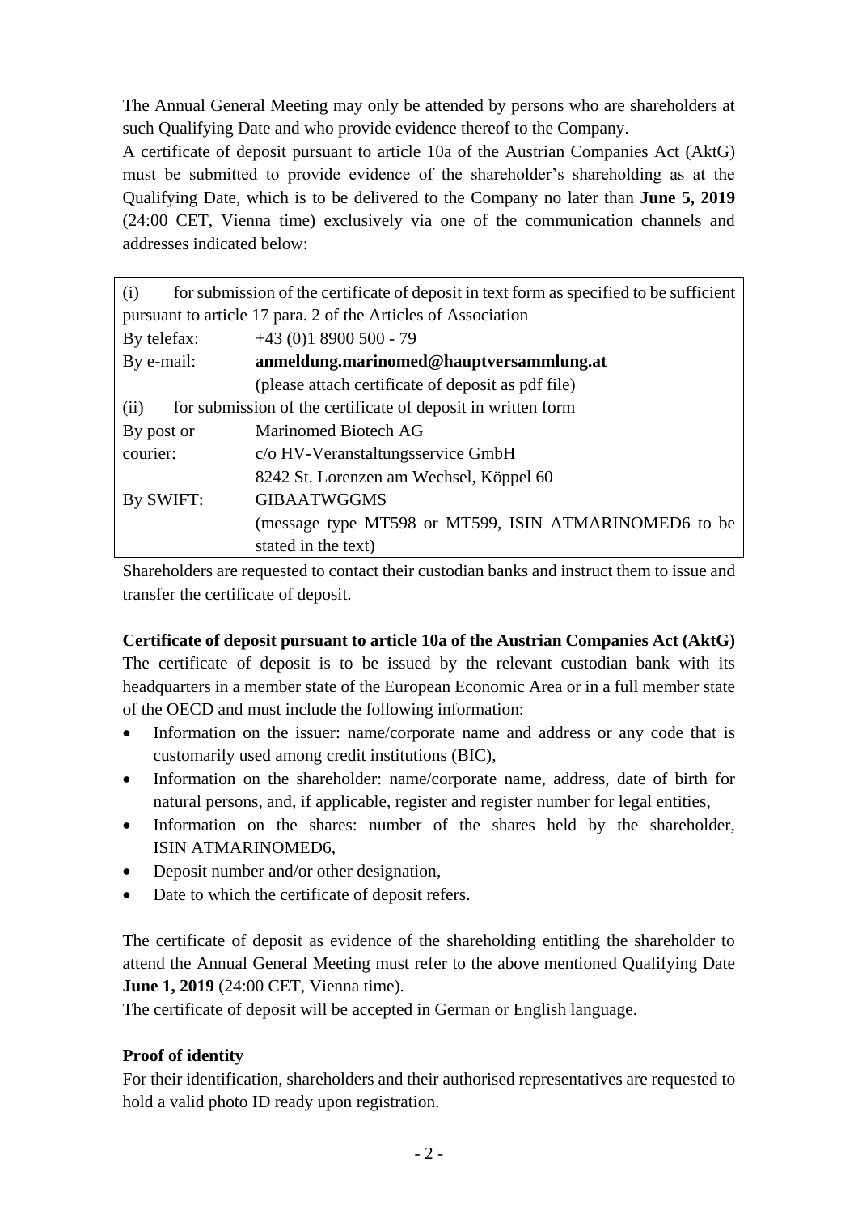The Annual General Meeting may only be attended by persons who are shareholders at such Qualifying Date and who provide evidence thereof to the Company.

A certificate of deposit pursuant to article 10a of the Austrian Companies Act (AktG) must be submitted to provide evidence of the shareholder's shareholding as at the Qualifying Date, which is to be delivered to the Company no later than **June 5, 2019** (24:00 CET, Vienna time) exclusively via one of the communication channels and addresses indicated below:

| (i) for submission of the certificate of deposit in text form as specified to be sufficient pursuant to article 17 para. 2 of the Articles of Association | |
|---|---|
| By telefax: | +43 (0)1 8900 500 - 79 |
| By e-mail: | **anmeldung.marinomed@hauptversammlung.at** (please attach certificate of deposit as pdf file) |
| (ii) for submission of the certificate of deposit in written form | |
| By post or courier: | Marinomed Biotech AG c/o HV-Veranstaltungsservice GmbH 8242 St. Lorenzen am Wechsel, Köppel 60 |
| By SWIFT: | GIBAATWGGMS (message type MT598 or MT599, ISIN ATMARINOMED6 to be stated in the text) |

Shareholders are requested to contact their custodian banks and instruct them to issue and transfer the certificate of deposit.

**Certificate of deposit pursuant to article 10a of the Austrian Companies Act (AktG)**

The certificate of deposit is to be issued by the relevant custodian bank with its headquarters in a member state of the European Economic Area or in a full member state of the OECD and must include the following information:

- Information on the issuer: name/corporate name and address or any code that is customarily used among credit institutions (BIC),
- Information on the shareholder: name/corporate name, address, date of birth for natural persons, and, if applicable, register and register number for legal entities,
- Information on the shares: number of the shares held by the shareholder, ISIN ATMARINOMED6,
- Deposit number and/or other designation,
- Date to which the certificate of deposit refers.

The certificate of deposit as evidence of the shareholding entitling the shareholder to attend the Annual General Meeting must refer to the above mentioned Qualifying Date **June 1, 2019** (24:00 CET, Vienna time).

The certificate of deposit will be accepted in German or English language.

**Proof of identity**

For their identification, shareholders and their authorised representatives are requested to hold a valid photo ID ready upon registration.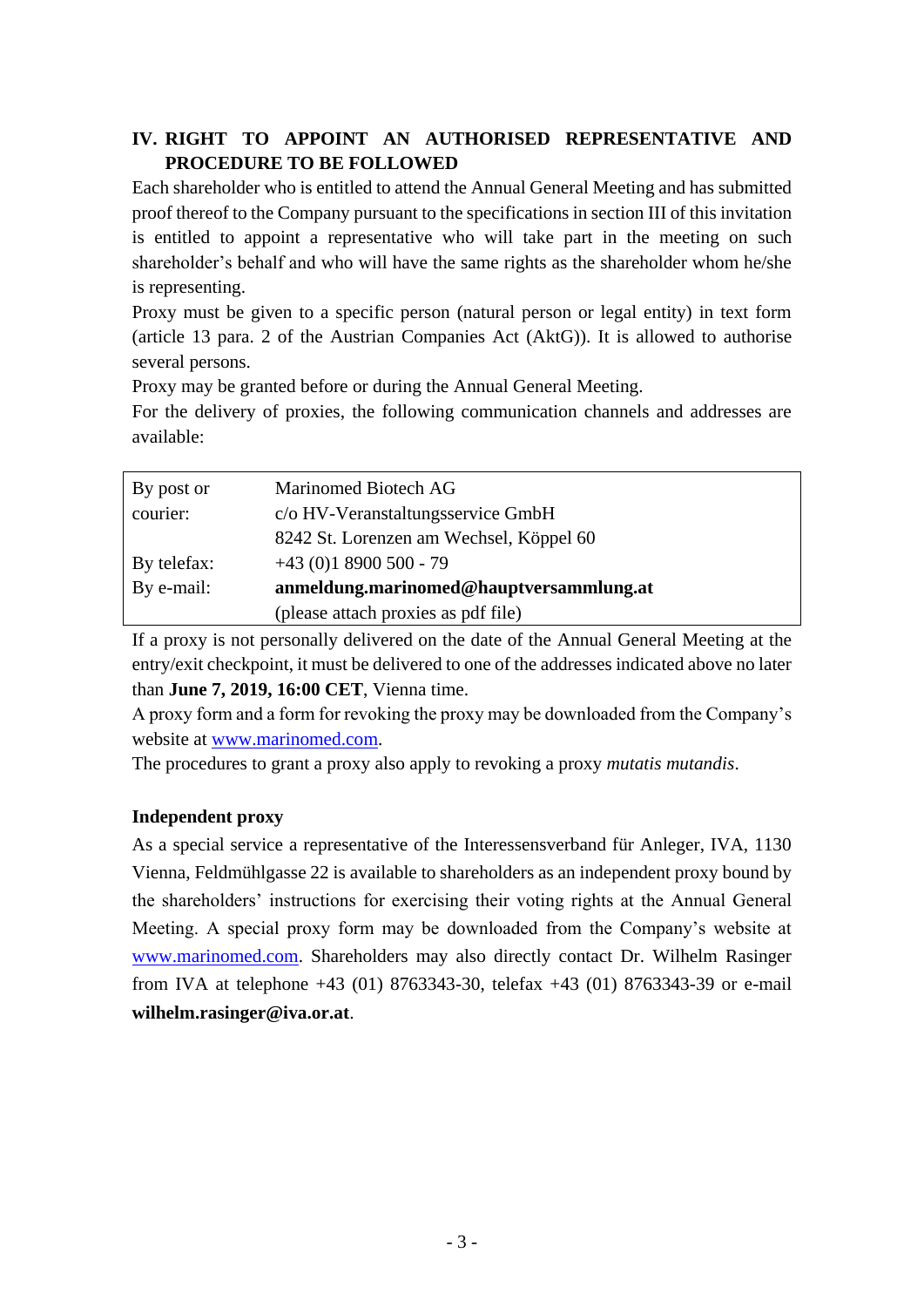## IV. RIGHT TO APPOINT AN AUTHORISED REPRESENTATIVE AND PROCEDURE TO BE FOLLOWED

Each shareholder who is entitled to attend the Annual General Meeting and has submitted proof thereof to the Company pursuant to the specifications in section III of this invitation is entitled to appoint a representative who will take part in the meeting on such shareholder's behalf and who will have the same rights as the shareholder whom he/she is representing.

Proxy must be given to a specific person (natural person or legal entity) in text form (article 13 para. 2 of the Austrian Companies Act (AktG)). It is allowed to authorise several persons.

Proxy may be granted before or during the Annual General Meeting.

For the delivery of proxies, the following communication channels and addresses are available:

| | |
|---|---|
| By post or courier: | Marinomed Biotech AG<br>c/o HV-Veranstaltungsservice GmbH<br>8242 St. Lorenzen am Wechsel, Köppel 60 |
| By telefax: | +43 (0)1 8900 500 - 79 |
| By e-mail: | **anmeldung.marinomed@hauptversammlung.at**<br>(please attach proxies as pdf file) |

If a proxy is not personally delivered on the date of the Annual General Meeting at the entry/exit checkpoint, it must be delivered to one of the addresses indicated above no later than **June 7, 2019, 16:00 CET**, Vienna time.

A proxy form and a form for revoking the proxy may be downloaded from the Company's website at www.marinomed.com.

The procedures to grant a proxy also apply to revoking a proxy *mutatis mutandis*.

**Independent proxy**

As a special service a representative of the Interessensverband für Anleger, IVA, 1130 Vienna, Feldmühlgasse 22 is available to shareholders as an independent proxy bound by the shareholders' instructions for exercising their voting rights at the Annual General Meeting. A special proxy form may be downloaded from the Company's website at www.marinomed.com. Shareholders may also directly contact Dr. Wilhelm Rasinger from IVA at telephone +43 (01) 8763343-30, telefax +43 (01) 8763343-39 or e-mail **wilhelm.rasinger@iva.or.at**.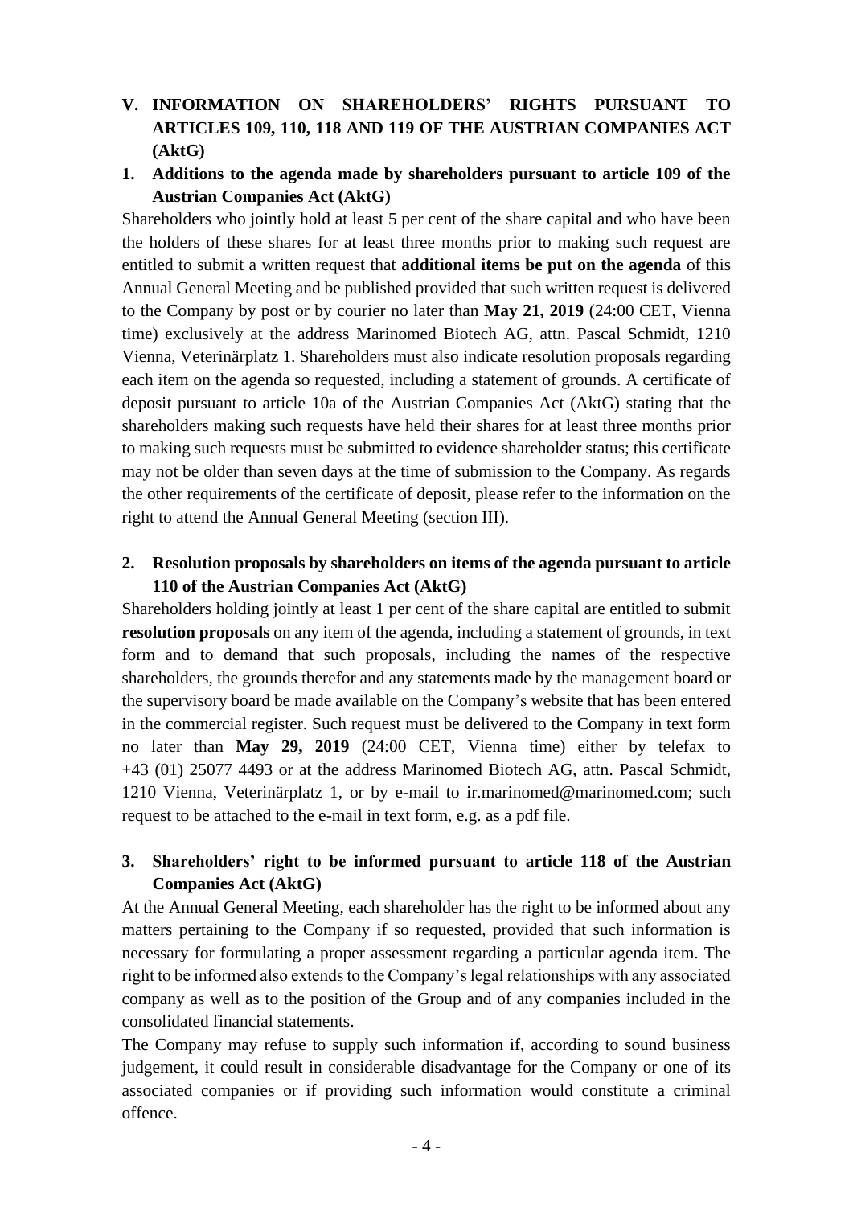## V. INFORMATION ON SHAREHOLDERS' RIGHTS PURSUANT TO ARTICLES 109, 110, 118 AND 119 OF THE AUSTRIAN COMPANIES ACT (AktG)

### 1. Additions to the agenda made by shareholders pursuant to article 109 of the Austrian Companies Act (AktG)

Shareholders who jointly hold at least 5 per cent of the share capital and who have been the holders of these shares for at least three months prior to making such request are entitled to submit a written request that **additional items be put on the agenda** of this Annual General Meeting and be published provided that such written request is delivered to the Company by post or by courier no later than **May 21, 2019** (24:00 CET, Vienna time) exclusively at the address Marinomed Biotech AG, attn. Pascal Schmidt, 1210 Vienna, Veterinärplatz 1. Shareholders must also indicate resolution proposals regarding each item on the agenda so requested, including a statement of grounds. A certificate of deposit pursuant to article 10a of the Austrian Companies Act (AktG) stating that the shareholders making such requests have held their shares for at least three months prior to making such requests must be submitted to evidence shareholder status; this certificate may not be older than seven days at the time of submission to the Company. As regards the other requirements of the certificate of deposit, please refer to the information on the right to attend the Annual General Meeting (section III).

### 2. Resolution proposals by shareholders on items of the agenda pursuant to article 110 of the Austrian Companies Act (AktG)

Shareholders holding jointly at least 1 per cent of the share capital are entitled to submit **resolution proposals** on any item of the agenda, including a statement of grounds, in text form and to demand that such proposals, including the names of the respective shareholders, the grounds therefor and any statements made by the management board or the supervisory board be made available on the Company's website that has been entered in the commercial register. Such request must be delivered to the Company in text form no later than **May 29, 2019** (24:00 CET, Vienna time) either by telefax to +43 (01) 25077 4493 or at the address Marinomed Biotech AG, attn. Pascal Schmidt, 1210 Vienna, Veterinärplatz 1, or by e-mail to ir.marinomed@marinomed.com; such request to be attached to the e-mail in text form, e.g. as a pdf file.

### 3. Shareholders' right to be informed pursuant to article 118 of the Austrian Companies Act (AktG)

At the Annual General Meeting, each shareholder has the right to be informed about any matters pertaining to the Company if so requested, provided that such information is necessary for formulating a proper assessment regarding a particular agenda item. The right to be informed also extends to the Company's legal relationships with any associated company as well as to the position of the Group and of any companies included in the consolidated financial statements.

The Company may refuse to supply such information if, according to sound business judgement, it could result in considerable disadvantage for the Company or one of its associated companies or if providing such information would constitute a criminal offence.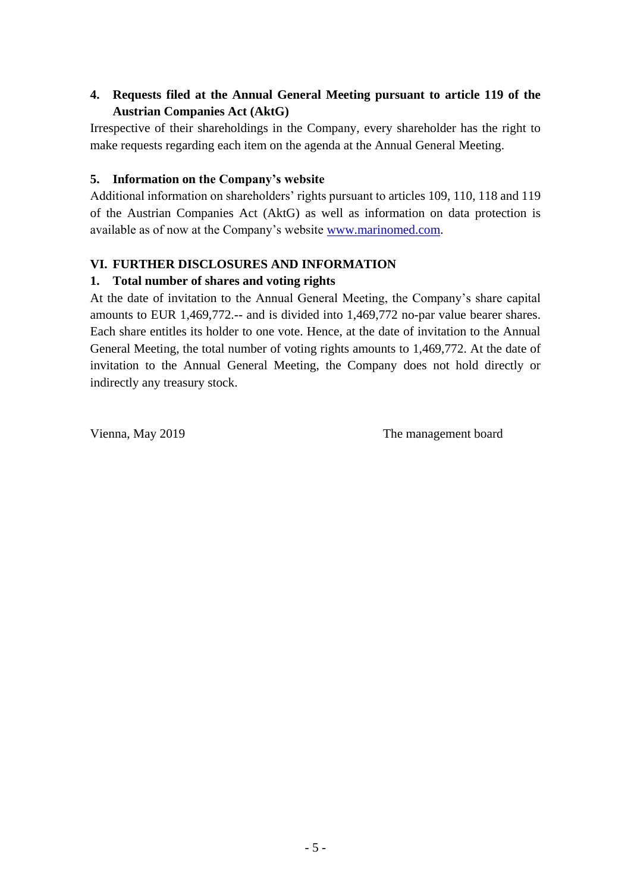### 4. Requests filed at the Annual General Meeting pursuant to article 119 of the Austrian Companies Act (AktG)

Irrespective of their shareholdings in the Company, every shareholder has the right to make requests regarding each item on the agenda at the Annual General Meeting.

### 5. Information on the Company's website

Additional information on shareholders' rights pursuant to articles 109, 110, 118 and 119 of the Austrian Companies Act (AktG) as well as information on data protection is available as of now at the Company's website [www.marinomed.com](http://www.marinomed.com).

## VI. FURTHER DISCLOSURES AND INFORMATION

### 1. Total number of shares and voting rights

At the date of invitation to the Annual General Meeting, the Company's share capital amounts to EUR 1,469,772.-- and is divided into 1,469,772 no-par value bearer shares. Each share entitles its holder to one vote. Hence, at the date of invitation to the Annual General Meeting, the total number of voting rights amounts to 1,469,772. At the date of invitation to the Annual General Meeting, the Company does not hold directly or indirectly any treasury stock.

Vienna, May 2019

The management board